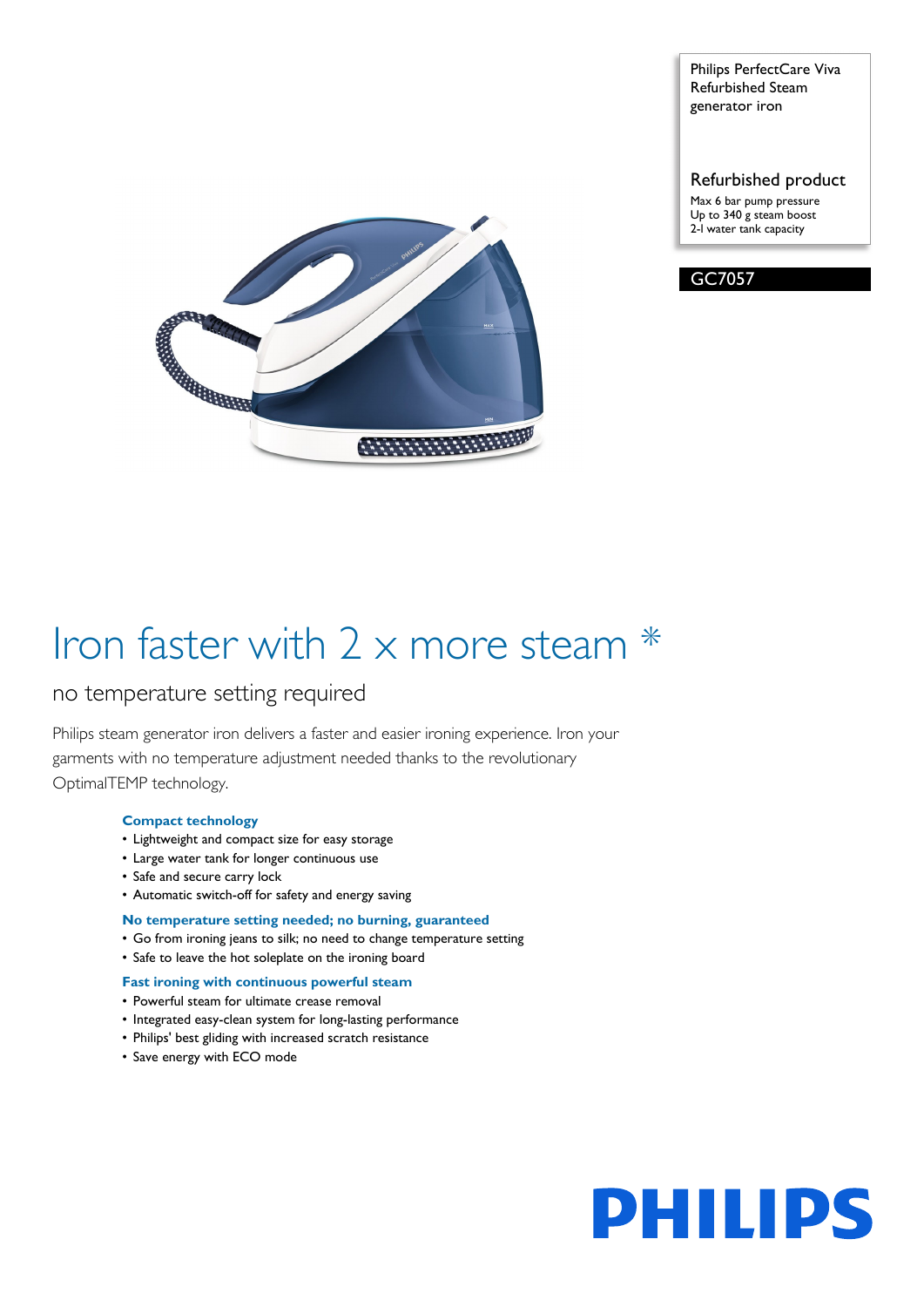Philips PerfectCare Viva Refurbished Steam generator iron

## Refurbished product

Max 6 bar pump pressure
Up to 340 g steam boost
2-l water tank capacity

**GC7057**

# Iron faster with 2 x more steam *

## no temperature setting required

Philips steam generator iron delivers a faster and easier ironing experience. Iron your garments with no temperature adjustment needed thanks to the revolutionary OptimalTEMP technology.

### Compact technology

- Lightweight and compact size for easy storage
- Large water tank for longer continuous use
- Safe and secure carry lock
- Automatic switch-off for safety and energy saving

### No temperature setting needed; no burning, guaranteed

- Go from ironing jeans to silk; no need to change temperature setting
- Safe to leave the hot soleplate on the ironing board

### Fast ironing with continuous powerful steam

- Powerful steam for ultimate crease removal
- Integrated easy-clean system for long-lasting performance
- Philips' best gliding with increased scratch resistance
- Save energy with ECO mode

PHILIPS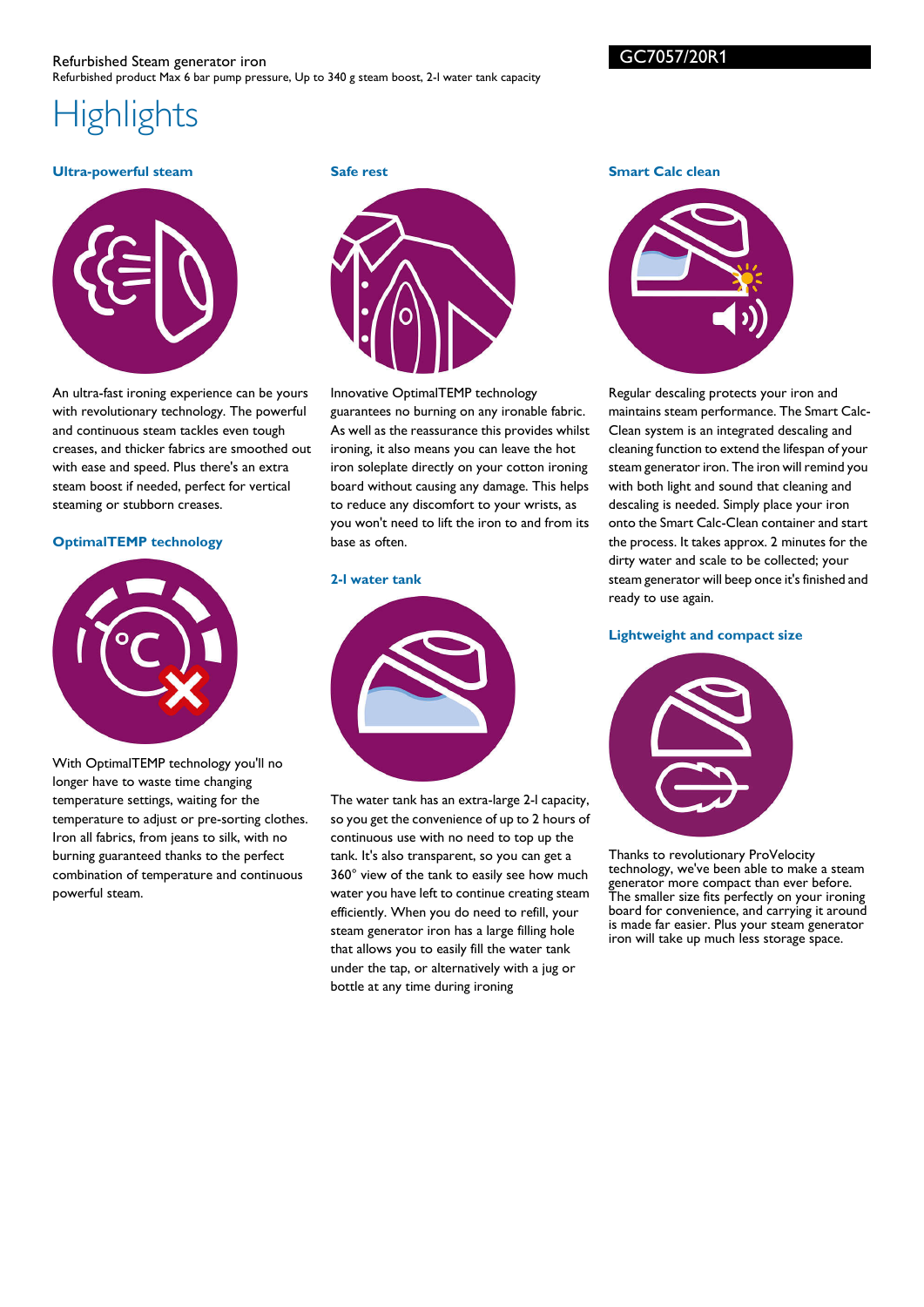Refurbished Steam generator iron

Refurbished product Max 6 bar pump pressure, Up to 340 g steam boost, 2-l water tank capacity

GC7057/20R1

# Highlights

### Ultra-powerful steam

An ultra-fast ironing experience can be yours with revolutionary technology. The powerful and continuous steam tackles even tough creases, and thicker fabrics are smoothed out with ease and speed. Plus there's an extra steam boost if needed, perfect for vertical steaming or stubborn creases.

### OptimalTEMP technology

With OptimalTEMP technology you'll no longer have to waste time changing temperature settings, waiting for the temperature to adjust or pre-sorting clothes. Iron all fabrics, from jeans to silk, with no burning guaranteed thanks to the perfect combination of temperature and continuous powerful steam.

### Safe rest

Innovative OptimalTEMP technology guarantees no burning on any ironable fabric. As well as the reassurance this provides whilst ironing, it also means you can leave the hot iron soleplate directly on your cotton ironing board without causing any damage. This helps to reduce any discomfort to your wrists, as you won't need to lift the iron to and from its base as often.

### 2-l water tank

The water tank has an extra-large 2-l capacity, so you get the convenience of up to 2 hours of continuous use with no need to top up the tank. It's also transparent, so you can get a 360° view of the tank to easily see how much water you have left to continue creating steam efficiently. When you do need to refill, your steam generator iron has a large filling hole that allows you to easily fill the water tank under the tap, or alternatively with a jug or bottle at any time during ironing

### Smart Calc clean

Regular descaling protects your iron and maintains steam performance. The Smart Calc-Clean system is an integrated descaling and cleaning function to extend the lifespan of your steam generator iron. The iron will remind you with both light and sound that cleaning and descaling is needed. Simply place your iron onto the Smart Calc-Clean container and start the process. It takes approx. 2 minutes for the dirty water and scale to be collected; your steam generator will beep once it's finished and ready to use again.

### Lightweight and compact size

Thanks to revolutionary ProVelocity technology, we've been able to make a steam generator more compact than ever before. The smaller size fits perfectly on your ironing board for convenience, and carrying it around is made far easier. Plus your steam generator iron will take up much less storage space.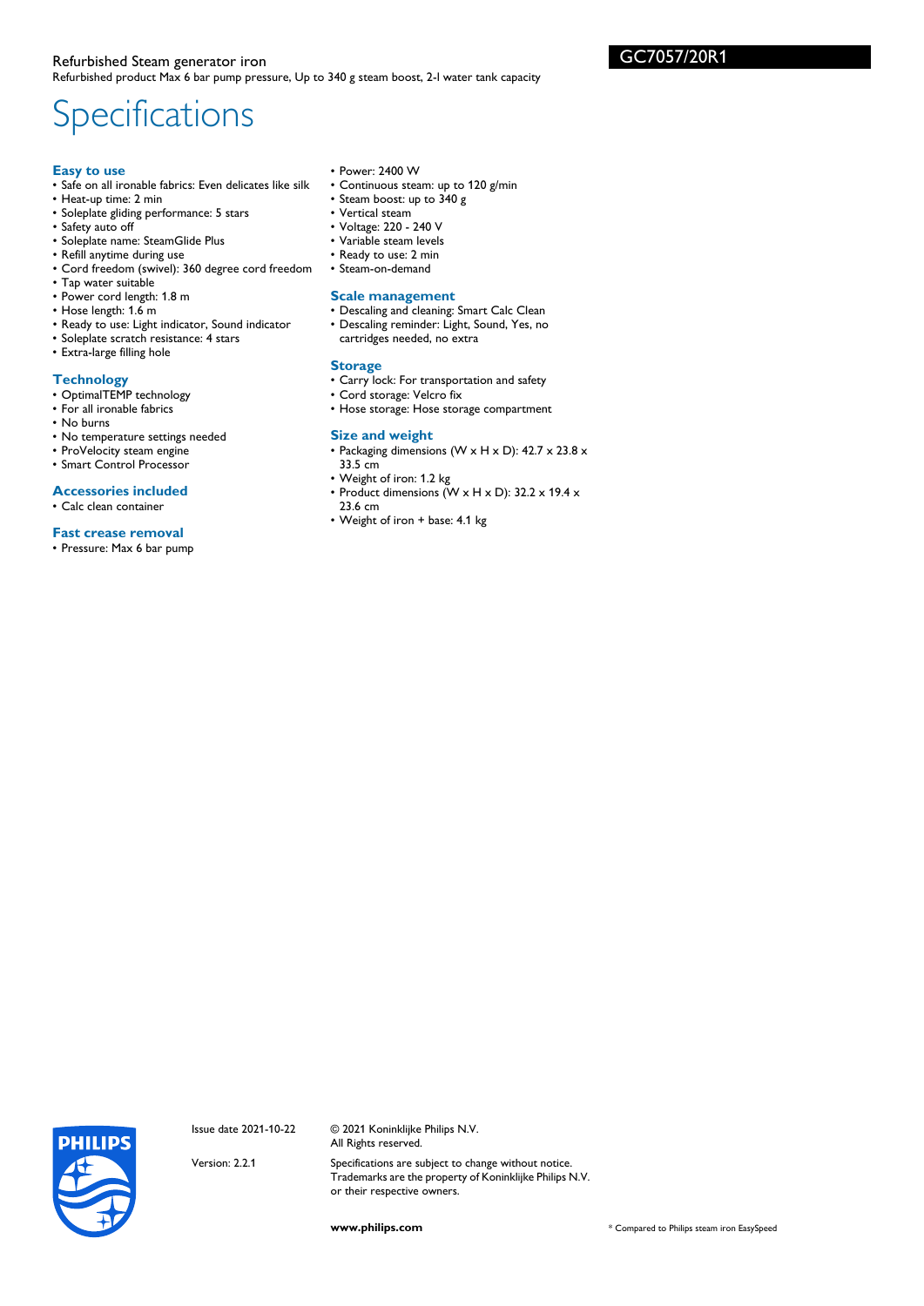Refurbished Steam generator iron

Refurbished product Max 6 bar pump pressure, Up to 340 g steam boost, 2-l water tank capacity

GC7057/20R1

# Specifications

### Easy to use
- Safe on all ironable fabrics: Even delicates like silk
- Heat-up time: 2 min
- Soleplate gliding performance: 5 stars
- Safety auto off
- Soleplate name: SteamGlide Plus
- Refill anytime during use
- Cord freedom (swivel): 360 degree cord freedom
- Tap water suitable
- Power cord length: 1.8 m
- Hose length: 1.6 m
- Ready to use: Light indicator, Sound indicator
- Soleplate scratch resistance: 4 stars
- Extra-large filling hole

### Technology
- OptimalTEMP technology
- For all ironable fabrics
- No burns
- No temperature settings needed
- ProVelocity steam engine
- Smart Control Processor

### Accessories included
- Calc clean container

### Fast crease removal
- Pressure: Max 6 bar pump
- Power: 2400 W
- Continuous steam: up to 120 g/min
- Steam boost: up to 340 g
- Vertical steam
- Voltage: 220 - 240 V
- Variable steam levels
- Ready to use: 2 min
- Steam-on-demand

### Scale management
- Descaling and cleaning: Smart Calc Clean
- Descaling reminder: Light, Sound, Yes, no cartridges needed, no extra

### Storage
- Carry lock: For transportation and safety
- Cord storage: Velcro fix
- Hose storage: Hose storage compartment

### Size and weight
- Packaging dimensions (W x H x D): 42.7 x 23.8 x 33.5 cm
- Weight of iron: 1.2 kg
- Product dimensions (W x H x D): 32.2 x 19.4 x 23.6 cm
- Weight of iron + base: 4.1 kg

Issue date 2021-10-22

Version: 2.2.1

© 2021 Koninklijke Philips N.V.
All Rights reserved.

Specifications are subject to change without notice. Trademarks are the property of Koninklijke Philips N.V. or their respective owners.

www.philips.com

\* Compared to Philips steam iron EasySpeed